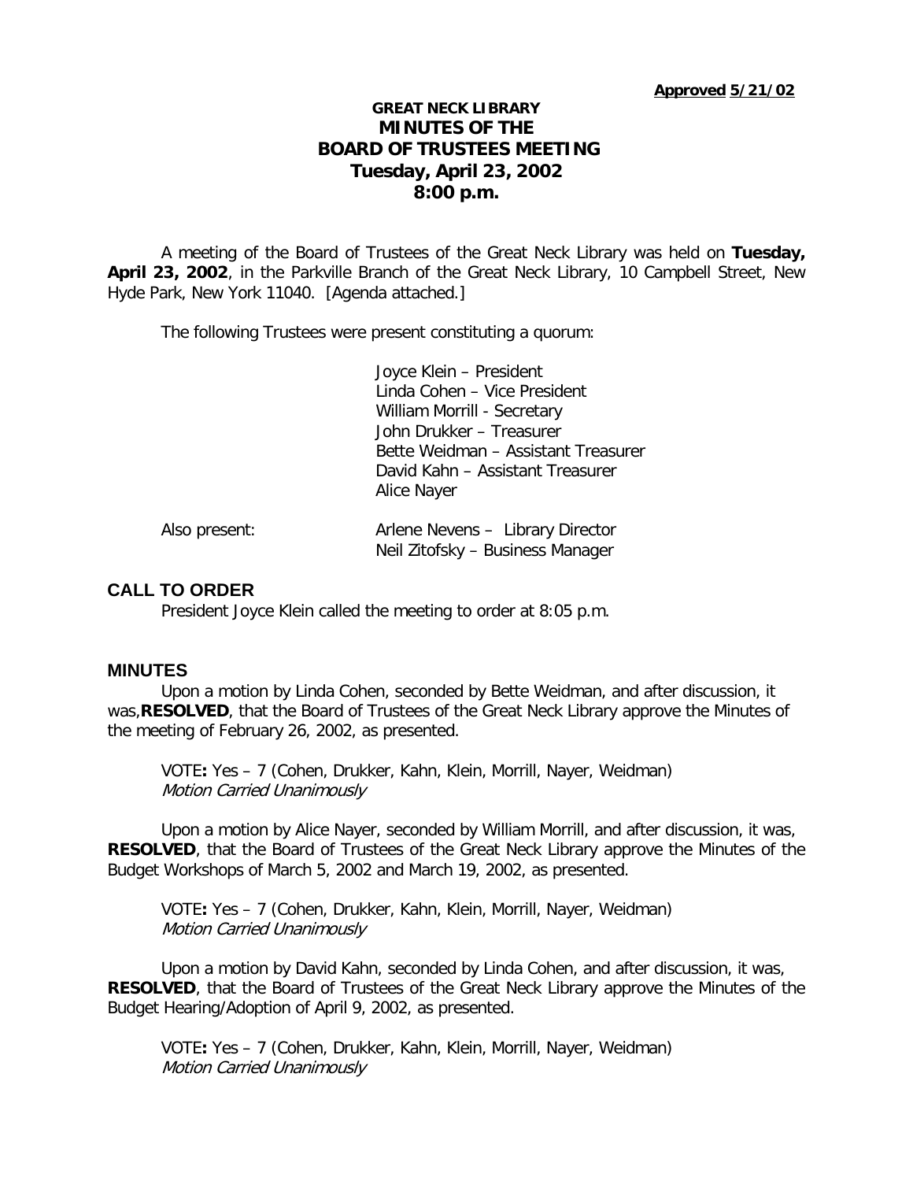**Approved 5/21/02**

# GREAT NECK LIBRARY
# MINUTES OF THE BOARD OF TRUSTEES MEETING
## Tuesday, April 23, 2002
## 8:00 p.m.

A meeting of the Board of Trustees of the Great Neck Library was held on **Tuesday, April 23, 2002**, in the Parkville Branch of the Great Neck Library, 10 Campbell Street, New Hyde Park, New York 11040. [Agenda attached.]

The following Trustees were present constituting a quorum:

Joyce Klein – President
Linda Cohen – Vice President
William Morrill - Secretary
John Drukker – Treasurer
Bette Weidman – Assistant Treasurer
David Kahn – Assistant Treasurer
Alice Nayer

Also present:

Arlene Nevens – Library Director
Neil Zitofsky – Business Manager

## CALL TO ORDER

President Joyce Klein called the meeting to order at 8:05 p.m.

## MINUTES

Upon a motion by Linda Cohen, seconded by Bette Weidman, and after discussion, it was, **RESOLVED**, that the Board of Trustees of the Great Neck Library approve the Minutes of the meeting of February 26, 2002, as presented.

VOTE**:** Yes – 7 (Cohen, Drukker, Kahn, Klein, Morrill, Nayer, Weidman)
*Motion Carried Unanimously*

Upon a motion by Alice Nayer, seconded by William Morrill, and after discussion, it was, **RESOLVED**, that the Board of Trustees of the Great Neck Library approve the Minutes of the Budget Workshops of March 5, 2002 and March 19, 2002, as presented.

VOTE**:** Yes – 7 (Cohen, Drukker, Kahn, Klein, Morrill, Nayer, Weidman)
*Motion Carried Unanimously*

Upon a motion by David Kahn, seconded by Linda Cohen, and after discussion, it was, **RESOLVED**, that the Board of Trustees of the Great Neck Library approve the Minutes of the Budget Hearing/Adoption of April 9, 2002, as presented.

VOTE**:** Yes – 7 (Cohen, Drukker, Kahn, Klein, Morrill, Nayer, Weidman)
*Motion Carried Unanimously*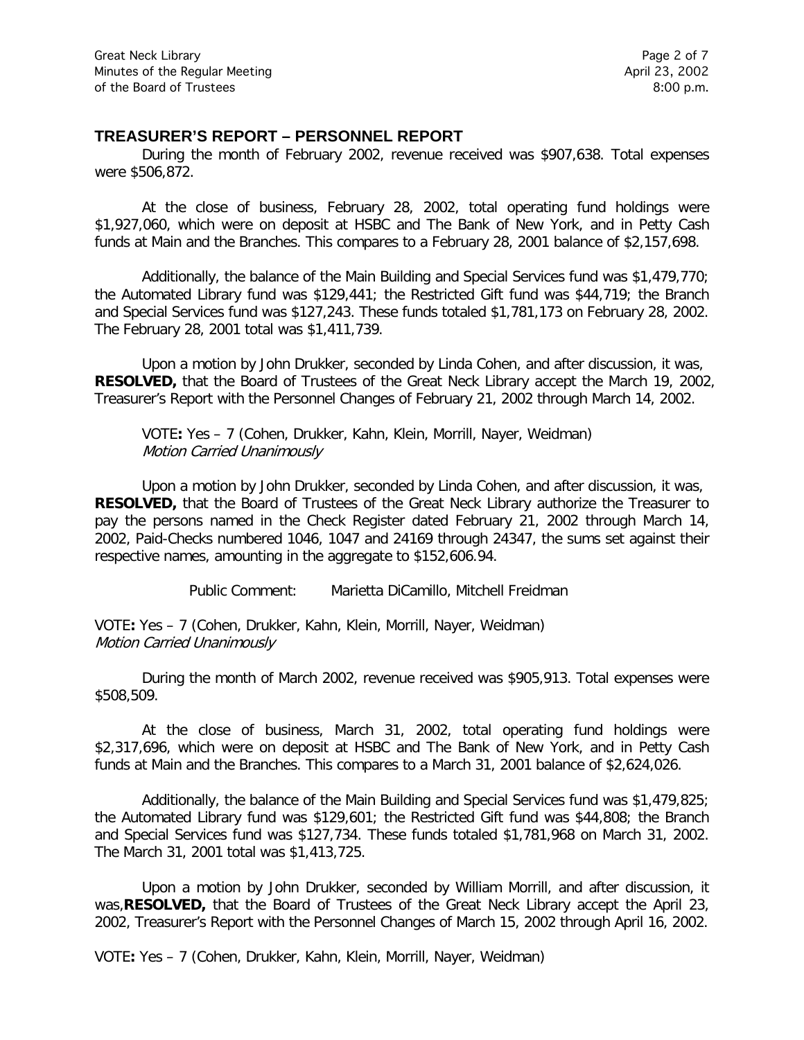## TREASURER'S REPORT – PERSONNEL REPORT

During the month of February 2002, revenue received was $907,638. Total expenses were $506,872.

At the close of business, February 28, 2002, total operating fund holdings were $1,927,060, which were on deposit at HSBC and The Bank of New York, and in Petty Cash funds at Main and the Branches. This compares to a February 28, 2001 balance of $2,157,698.

Additionally, the balance of the Main Building and Special Services fund was $1,479,770; the Automated Library fund was $129,441; the Restricted Gift fund was $44,719; the Branch and Special Services fund was $127,243. These funds totaled $1,781,173 on February 28, 2002. The February 28, 2001 total was $1,411,739.

Upon a motion by John Drukker, seconded by Linda Cohen, and after discussion, it was, **RESOLVED,** that the Board of Trustees of the Great Neck Library accept the March 19, 2002, Treasurer's Report with the Personnel Changes of February 21, 2002 through March 14, 2002.

VOTE**:** Yes – 7 (Cohen, Drukker, Kahn, Klein, Morrill, Nayer, Weidman)
*Motion Carried Unanimously*

Upon a motion by John Drukker, seconded by Linda Cohen, and after discussion, it was, **RESOLVED,** that the Board of Trustees of the Great Neck Library authorize the Treasurer to pay the persons named in the Check Register dated February 21, 2002 through March 14, 2002, Paid-Checks numbered 1046, 1047 and 24169 through 24347, the sums set against their respective names, amounting in the aggregate to $152,606.94.

Public Comment: Marietta DiCamillo, Mitchell Freidman

VOTE**:** Yes – 7 (Cohen, Drukker, Kahn, Klein, Morrill, Nayer, Weidman)
*Motion Carried Unanimously*

During the month of March 2002, revenue received was $905,913. Total expenses were $508,509.

At the close of business, March 31, 2002, total operating fund holdings were $2,317,696, which were on deposit at HSBC and The Bank of New York, and in Petty Cash funds at Main and the Branches. This compares to a March 31, 2001 balance of $2,624,026.

Additionally, the balance of the Main Building and Special Services fund was $1,479,825; the Automated Library fund was $129,601; the Restricted Gift fund was $44,808; the Branch and Special Services fund was $127,734. These funds totaled $1,781,968 on March 31, 2002. The March 31, 2001 total was $1,413,725.

Upon a motion by John Drukker, seconded by William Morrill, and after discussion, it was,**RESOLVED,** that the Board of Trustees of the Great Neck Library accept the April 23, 2002, Treasurer's Report with the Personnel Changes of March 15, 2002 through April 16, 2002.

VOTE**:** Yes – 7 (Cohen, Drukker, Kahn, Klein, Morrill, Nayer, Weidman)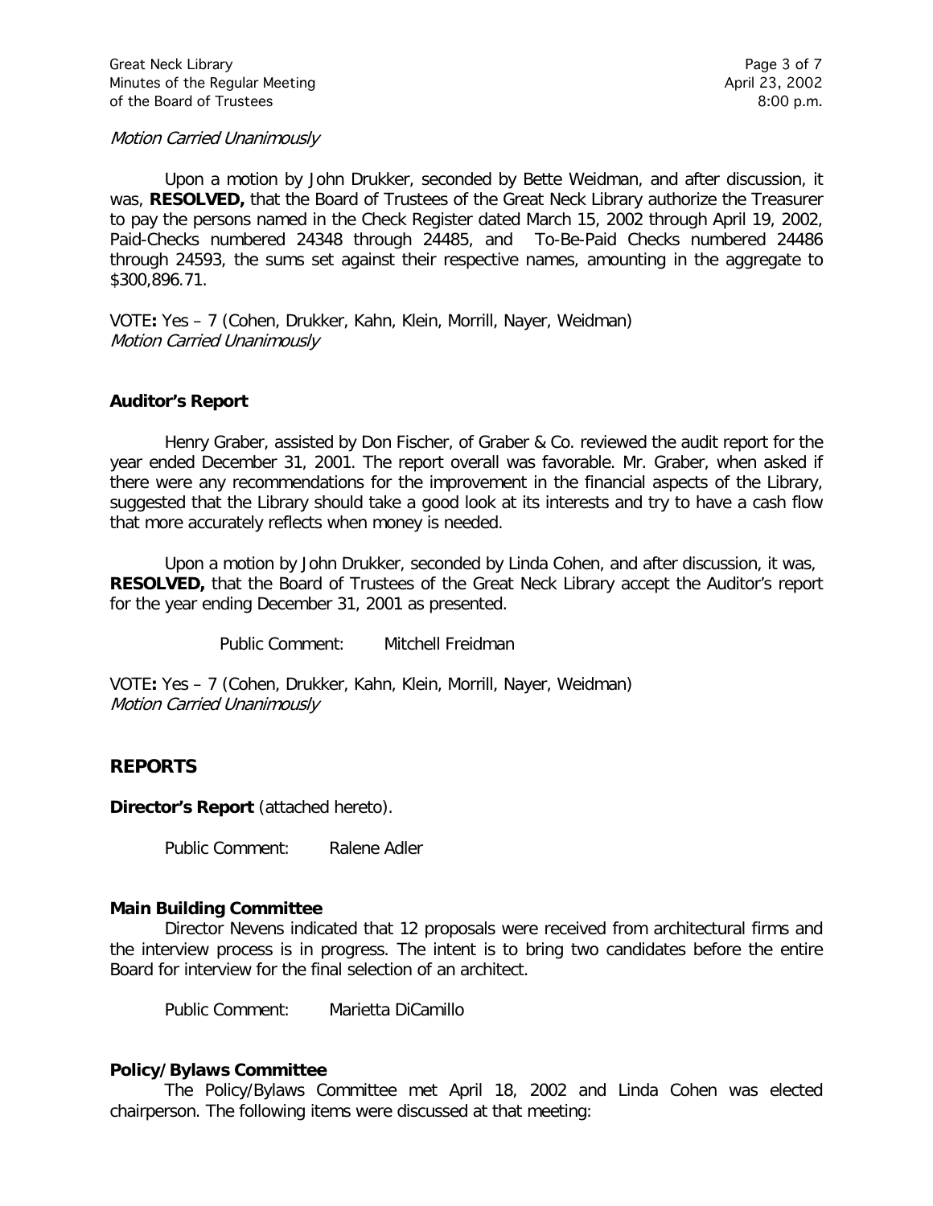*Motion Carried Unanimously*

Upon a motion by John Drukker, seconded by Bette Weidman, and after discussion, it was, **RESOLVED,** that the Board of Trustees of the Great Neck Library authorize the Treasurer to pay the persons named in the Check Register dated March 15, 2002 through April 19, 2002, Paid-Checks numbered 24348 through 24485, and To-Be-Paid Checks numbered 24486 through 24593, the sums set against their respective names, amounting in the aggregate to $300,896.71.

VOTE**:** Yes – 7 (Cohen, Drukker, Kahn, Klein, Morrill, Nayer, Weidman)
*Motion Carried Unanimously*

**Auditor's Report**

Henry Graber, assisted by Don Fischer, of Graber & Co. reviewed the audit report for the year ended December 31, 2001. The report overall was favorable. Mr. Graber, when asked if there were any recommendations for the improvement in the financial aspects of the Library, suggested that the Library should take a good look at its interests and try to have a cash flow that more accurately reflects when money is needed.

Upon a motion by John Drukker, seconded by Linda Cohen, and after discussion, it was, **RESOLVED,** that the Board of Trustees of the Great Neck Library accept the Auditor's report for the year ending December 31, 2001 as presented.

Public Comment: Mitchell Freidman

VOTE**:** Yes – 7 (Cohen, Drukker, Kahn, Klein, Morrill, Nayer, Weidman)
*Motion Carried Unanimously*

## REPORTS

**Director's Report** (attached hereto).

Public Comment: Ralene Adler

**Main Building Committee**

Director Nevens indicated that 12 proposals were received from architectural firms and the interview process is in progress. The intent is to bring two candidates before the entire Board for interview for the final selection of an architect.

Public Comment: Marietta DiCamillo

**Policy/Bylaws Committee**

The Policy/Bylaws Committee met April 18, 2002 and Linda Cohen was elected chairperson. The following items were discussed at that meeting: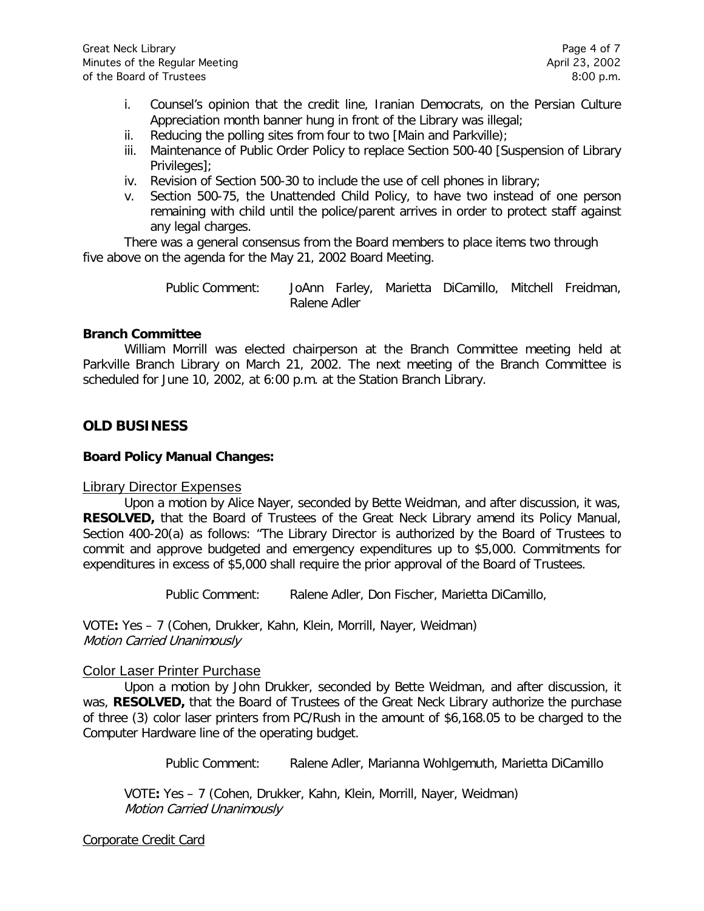i. Counsel's opinion that the credit line, Iranian Democrats, on the Persian Culture Appreciation month banner hung in front of the Library was illegal;
ii. Reducing the polling sites from four to two [Main and Parkville);
iii. Maintenance of Public Order Policy to replace Section 500-40 [Suspension of Library Privileges];
iv. Revision of Section 500-30 to include the use of cell phones in library;
v. Section 500-75, the Unattended Child Policy, to have two instead of one person remaining with child until the police/parent arrives in order to protect staff against any legal charges.

There was a general consensus from the Board members to place items two through five above on the agenda for the May 21, 2002 Board Meeting.

Public Comment: JoAnn Farley, Marietta DiCamillo, Mitchell Freidman, Ralene Adler

**Branch Committee**

William Morrill was elected chairperson at the Branch Committee meeting held at Parkville Branch Library on March 21, 2002. The next meeting of the Branch Committee is scheduled for June 10, 2002, at 6:00 p.m. at the Station Branch Library.

## OLD BUSINESS

**Board Policy Manual Changes:**

Library Director Expenses

Upon a motion by Alice Nayer, seconded by Bette Weidman, and after discussion, it was, **RESOLVED,** that the Board of Trustees of the Great Neck Library amend its Policy Manual, Section 400-20(a) as follows: "The Library Director is authorized by the Board of Trustees to commit and approve budgeted and emergency expenditures up to $5,000. Commitments for expenditures in excess of $5,000 shall require the prior approval of the Board of Trustees.

Public Comment: Ralene Adler, Don Fischer, Marietta DiCamillo,

VOTE**:** Yes – 7 (Cohen, Drukker, Kahn, Klein, Morrill, Nayer, Weidman)
*Motion Carried Unanimously*

Color Laser Printer Purchase

Upon a motion by John Drukker, seconded by Bette Weidman, and after discussion, it was, **RESOLVED,** that the Board of Trustees of the Great Neck Library authorize the purchase of three (3) color laser printers from PC/Rush in the amount of $6,168.05 to be charged to the Computer Hardware line of the operating budget.

Public Comment: Ralene Adler, Marianna Wohlgemuth, Marietta DiCamillo

VOTE**:** Yes – 7 (Cohen, Drukker, Kahn, Klein, Morrill, Nayer, Weidman)
*Motion Carried Unanimously*

Corporate Credit Card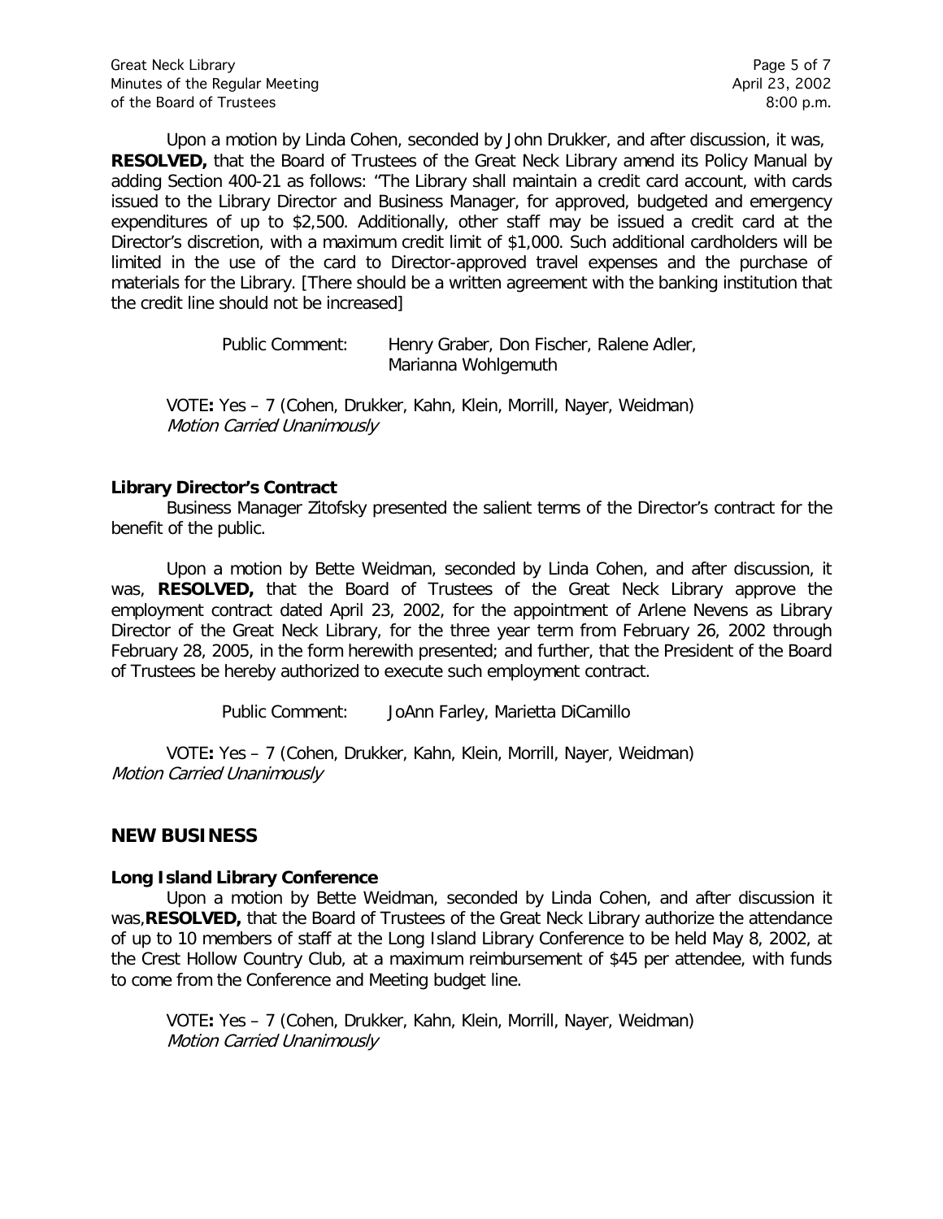Upon a motion by Linda Cohen, seconded by John Drukker, and after discussion, it was, **RESOLVED,** that the Board of Trustees of the Great Neck Library amend its Policy Manual by adding Section 400-21 as follows: "The Library shall maintain a credit card account, with cards issued to the Library Director and Business Manager, for approved, budgeted and emergency expenditures of up to $2,500. Additionally, other staff may be issued a credit card at the Director's discretion, with a maximum credit limit of $1,000. Such additional cardholders will be limited in the use of the card to Director-approved travel expenses and the purchase of materials for the Library. [There should be a written agreement with the banking institution that the credit line should not be increased]

Public Comment: Henry Graber, Don Fischer, Ralene Adler, Marianna Wohlgemuth

VOTE**:** Yes – 7 (Cohen, Drukker, Kahn, Klein, Morrill, Nayer, Weidman)
*Motion Carried Unanimously*

**Library Director's Contract**

Business Manager Zitofsky presented the salient terms of the Director's contract for the benefit of the public.

Upon a motion by Bette Weidman, seconded by Linda Cohen, and after discussion, it was, **RESOLVED,** that the Board of Trustees of the Great Neck Library approve the employment contract dated April 23, 2002, for the appointment of Arlene Nevens as Library Director of the Great Neck Library, for the three year term from February 26, 2002 through February 28, 2005, in the form herewith presented; and further, that the President of the Board of Trustees be hereby authorized to execute such employment contract.

Public Comment: JoAnn Farley, Marietta DiCamillo

VOTE**:** Yes – 7 (Cohen, Drukker, Kahn, Klein, Morrill, Nayer, Weidman)
*Motion Carried Unanimously*

## NEW BUSINESS

**Long Island Library Conference**

Upon a motion by Bette Weidman, seconded by Linda Cohen, and after discussion it was,**RESOLVED,** that the Board of Trustees of the Great Neck Library authorize the attendance of up to 10 members of staff at the Long Island Library Conference to be held May 8, 2002, at the Crest Hollow Country Club, at a maximum reimbursement of $45 per attendee, with funds to come from the Conference and Meeting budget line.

VOTE**:** Yes – 7 (Cohen, Drukker, Kahn, Klein, Morrill, Nayer, Weidman)
*Motion Carried Unanimously*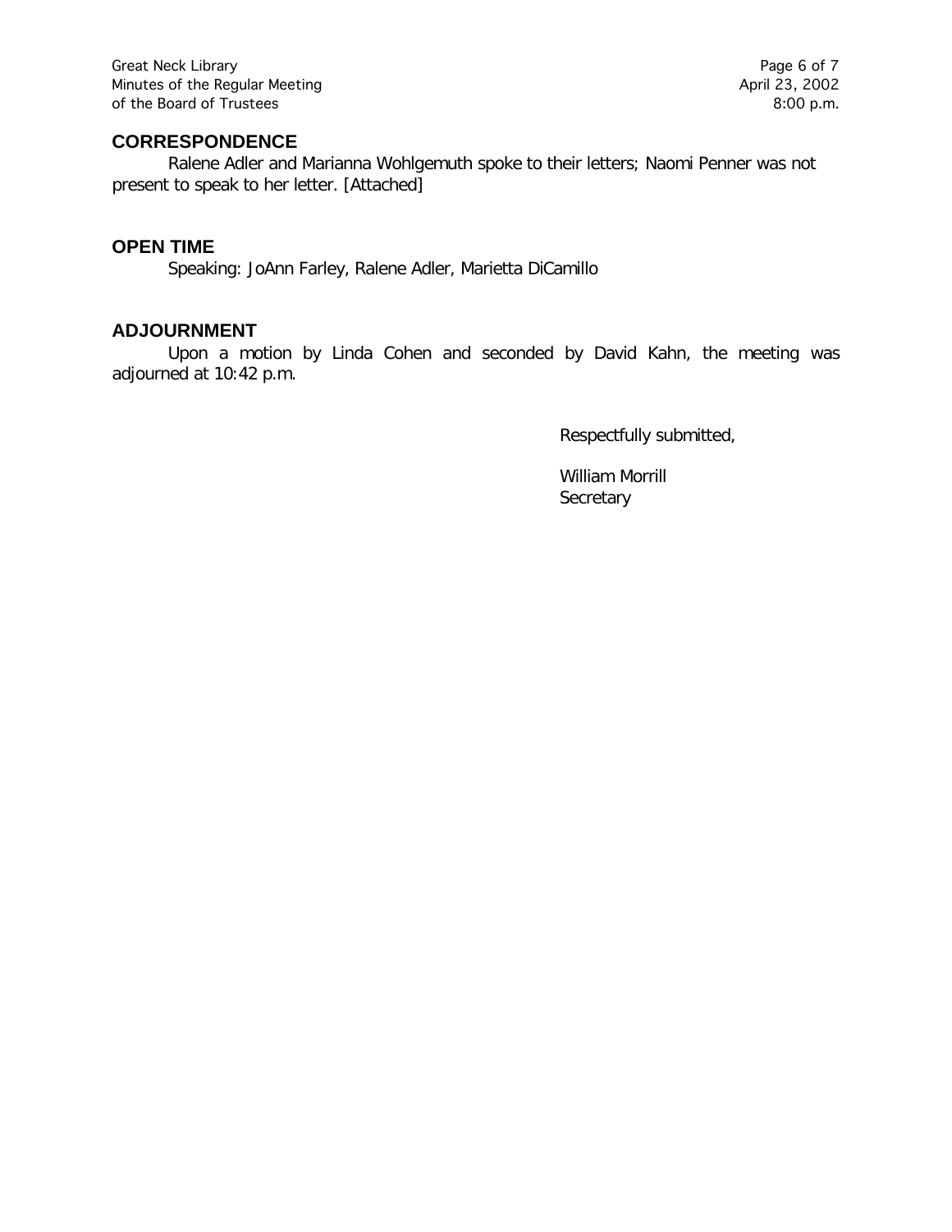## CORRESPONDENCE

Ralene Adler and Marianna Wohlgemuth spoke to their letters; Naomi Penner was not present to speak to her letter. [Attached]

## OPEN TIME

Speaking: JoAnn Farley, Ralene Adler, Marietta DiCamillo

## ADJOURNMENT

Upon a motion by Linda Cohen and seconded by David Kahn, the meeting was adjourned at 10:42 p.m.

Respectfully submitted,

William Morrill
Secretary